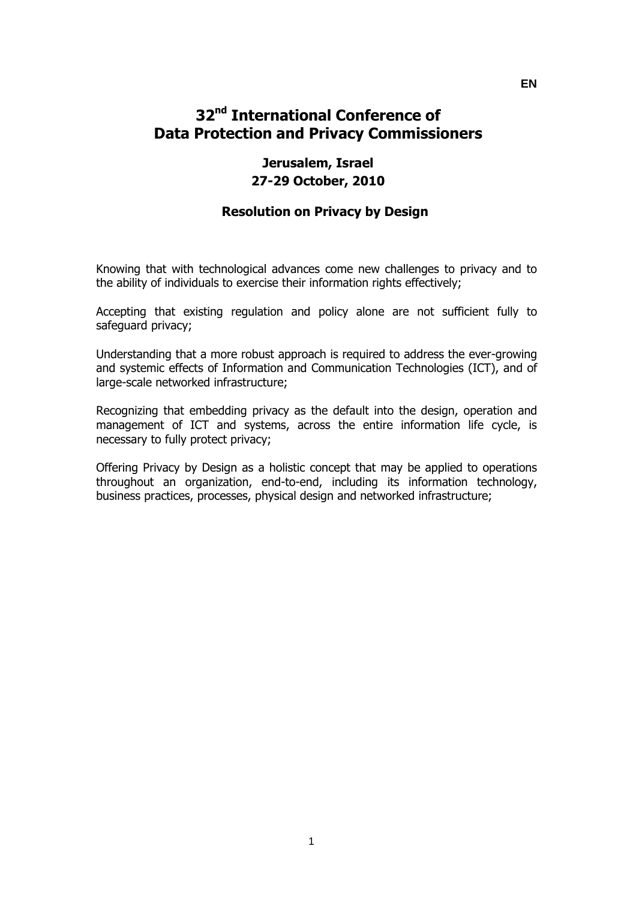EN

# 32nd International Conference of Data Protection and Privacy Commissioners

## Jerusalem, Israel
## 27-29 October, 2010

### Resolution on Privacy by Design

Knowing that with technological advances come new challenges to privacy and to the ability of individuals to exercise their information rights effectively;

Accepting that existing regulation and policy alone are not sufficient fully to safeguard privacy;

Understanding that a more robust approach is required to address the ever-growing and systemic effects of Information and Communication Technologies (ICT), and of large-scale networked infrastructure;

Recognizing that embedding privacy as the default into the design, operation and management of ICT and systems, across the entire information life cycle, is necessary to fully protect privacy;

Offering Privacy by Design as a holistic concept that may be applied to operations throughout an organization, end-to-end, including its information technology, business practices, processes, physical design and networked infrastructure;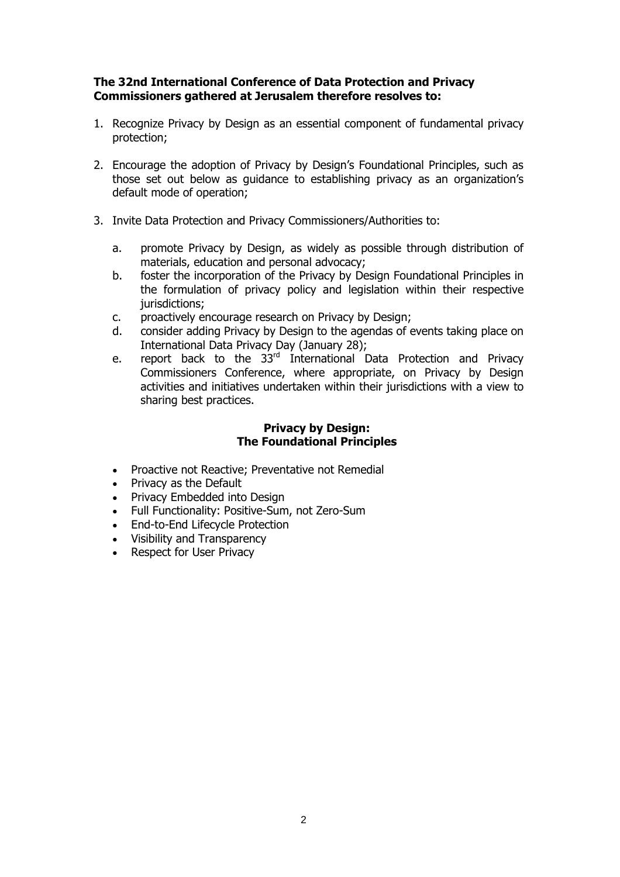**The 32nd International Conference of Data Protection and Privacy Commissioners gathered at Jerusalem therefore resolves to:**

1. Recognize Privacy by Design as an essential component of fundamental privacy protection;

2. Encourage the adoption of Privacy by Design's Foundational Principles, such as those set out below as guidance to establishing privacy as an organization's default mode of operation;

3. Invite Data Protection and Privacy Commissioners/Authorities to:

   a. promote Privacy by Design, as widely as possible through distribution of materials, education and personal advocacy;
   b. foster the incorporation of the Privacy by Design Foundational Principles in the formulation of privacy policy and legislation within their respective jurisdictions;
   c. proactively encourage research on Privacy by Design;
   d. consider adding Privacy by Design to the agendas of events taking place on International Data Privacy Day (January 28);
   e. report back to the 33rd International Data Protection and Privacy Commissioners Conference, where appropriate, on Privacy by Design activities and initiatives undertaken within their jurisdictions with a view to sharing best practices.

**Privacy by Design:**
**The Foundational Principles**

- Proactive not Reactive; Preventative not Remedial
- Privacy as the Default
- Privacy Embedded into Design
- Full Functionality: Positive-Sum, not Zero-Sum
- End-to-End Lifecycle Protection
- Visibility and Transparency
- Respect for User Privacy